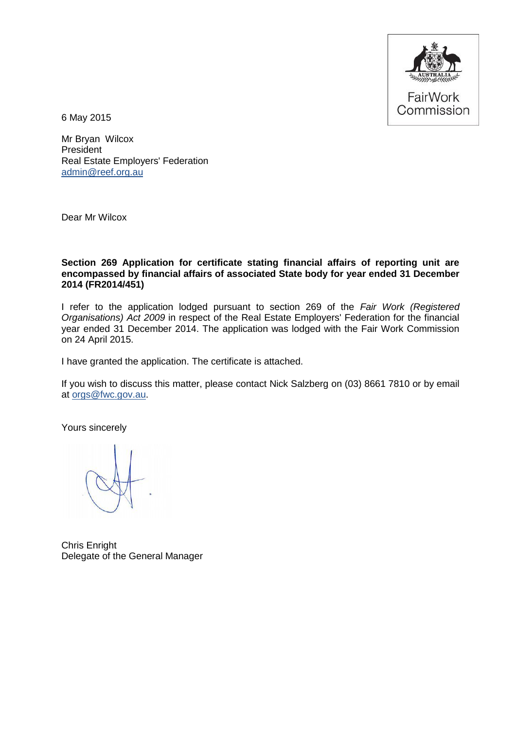Fair Work Commission

6 May 2015

Mr Bryan Wilcox
President
Real Estate Employers' Federation
admin@reef.org.au

Dear Mr Wilcox

**Section 269 Application for certificate stating financial affairs of reporting unit are encompassed by financial affairs of associated State body for year ended 31 December 2014 (FR2014/451)**

I refer to the application lodged pursuant to section 269 of the *Fair Work (Registered Organisations) Act 2009* in respect of the Real Estate Employers' Federation for the financial year ended 31 December 2014. The application was lodged with the Fair Work Commission on 24 April 2015.

I have granted the application. The certificate is attached.

If you wish to discuss this matter, please contact Nick Salzberg on (03) 8661 7810 or by email at orgs@fwc.gov.au.

Yours sincerely

Chris Enright
Delegate of the General Manager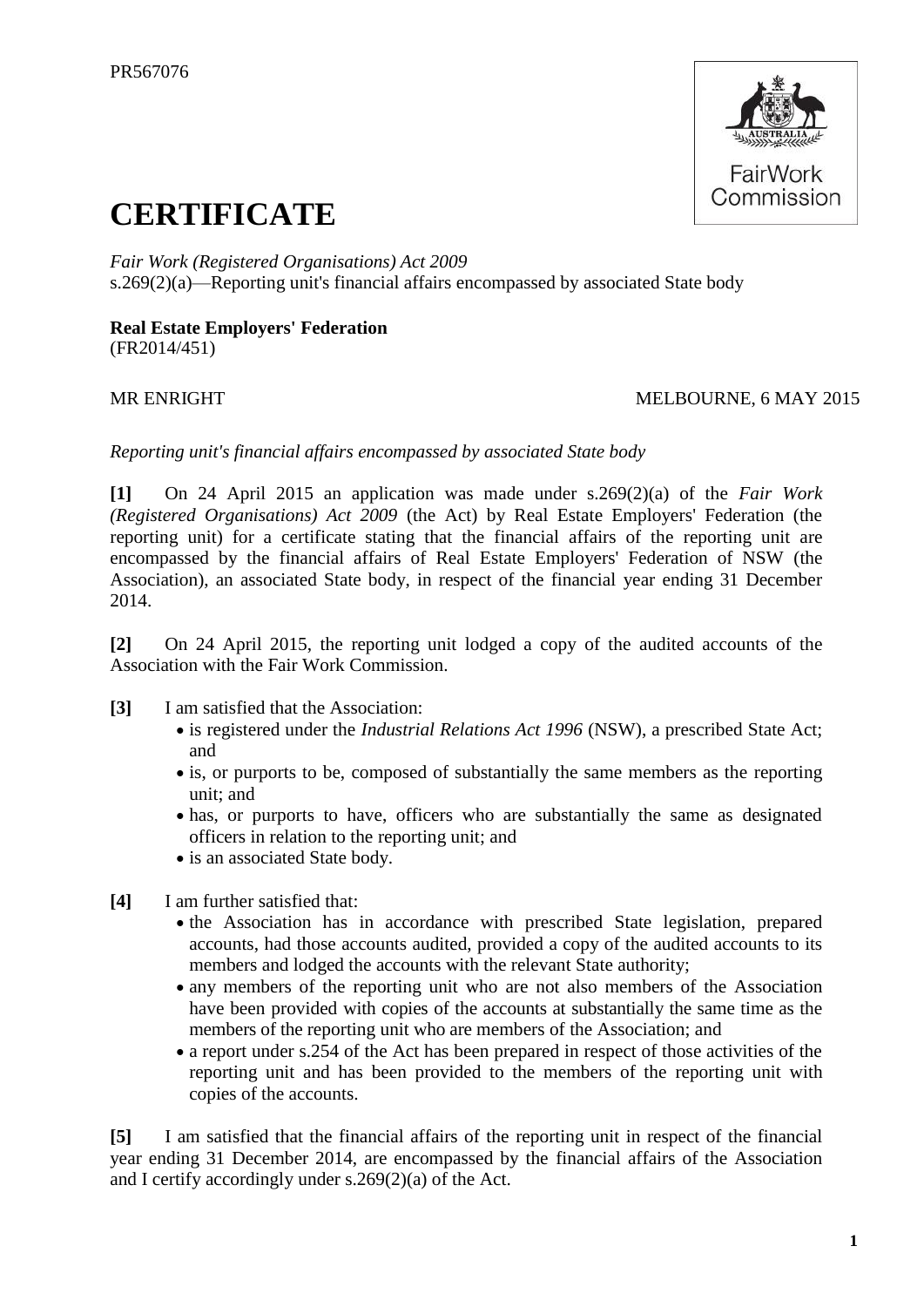PR567076

# CERTIFICATE

*Fair Work (Registered Organisations) Act 2009*
s.269(2)(a)—Reporting unit's financial affairs encompassed by associated State body

**Real Estate Employers' Federation**
(FR2014/451)

MR ENRIGHT MELBOURNE, 6 MAY 2015

*Reporting unit's financial affairs encompassed by associated State body*

**[1]** On 24 April 2015 an application was made under s.269(2)(a) of the *Fair Work (Registered Organisations) Act 2009* (the Act) by Real Estate Employers' Federation (the reporting unit) for a certificate stating that the financial affairs of the reporting unit are encompassed by the financial affairs of Real Estate Employers' Federation of NSW (the Association), an associated State body, in respect of the financial year ending 31 December 2014.

**[2]** On 24 April 2015, the reporting unit lodged a copy of the audited accounts of the Association with the Fair Work Commission.

**[3]** I am satisfied that the Association:

- is registered under the *Industrial Relations Act 1996* (NSW), a prescribed State Act; and
- is, or purports to be, composed of substantially the same members as the reporting unit; and
- has, or purports to have, officers who are substantially the same as designated officers in relation to the reporting unit; and
- is an associated State body.

**[4]** I am further satisfied that:

- the Association has in accordance with prescribed State legislation, prepared accounts, had those accounts audited, provided a copy of the audited accounts to its members and lodged the accounts with the relevant State authority;
- any members of the reporting unit who are not also members of the Association have been provided with copies of the accounts at substantially the same time as the members of the reporting unit who are members of the Association; and
- a report under s.254 of the Act has been prepared in respect of those activities of the reporting unit and has been provided to the members of the reporting unit with copies of the accounts.

**[5]** I am satisfied that the financial affairs of the reporting unit in respect of the financial year ending 31 December 2014, are encompassed by the financial affairs of the Association and I certify accordingly under s.269(2)(a) of the Act.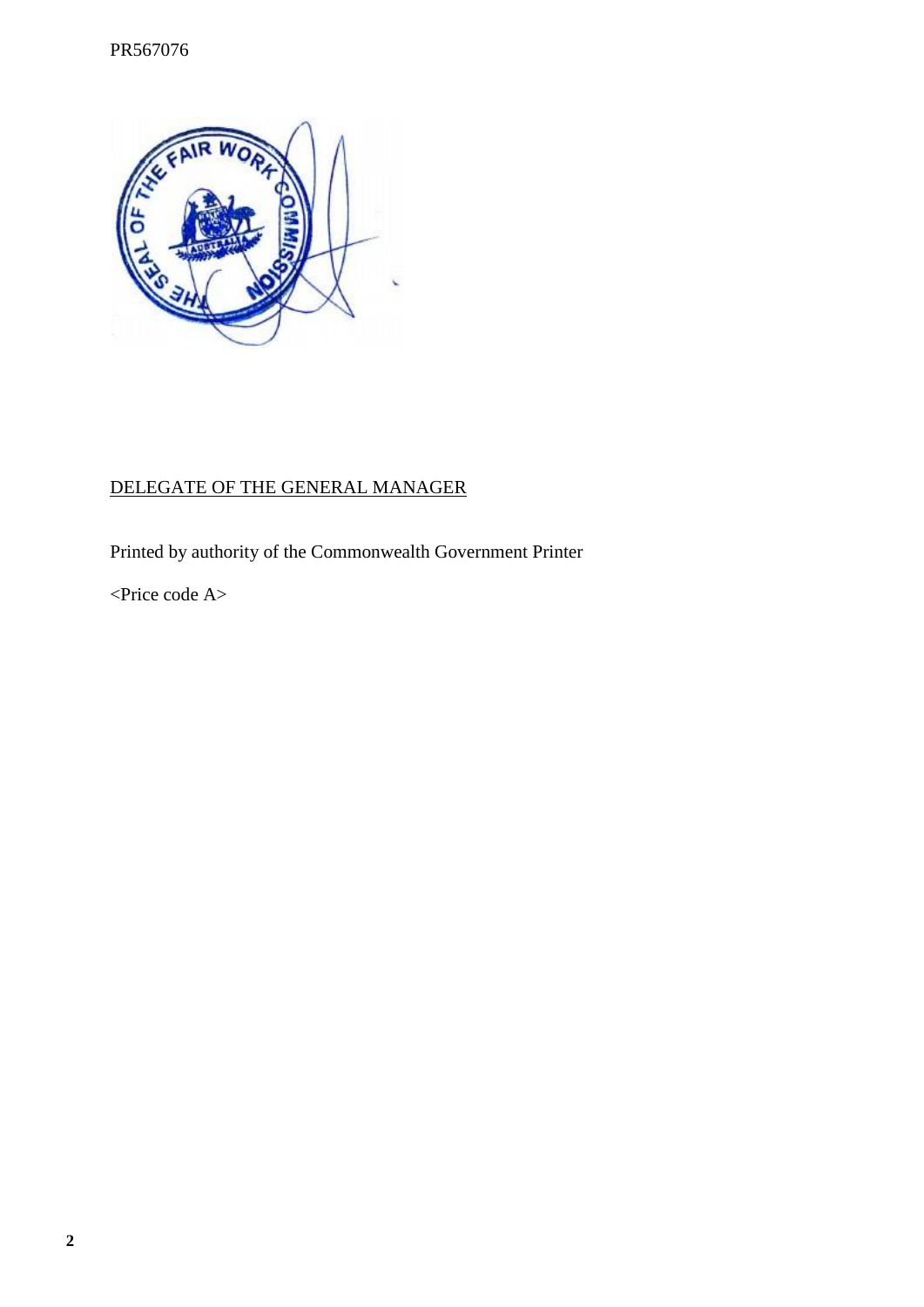PR567076

DELEGATE OF THE GENERAL MANAGER

Printed by authority of the Commonwealth Government Printer

<Price code A>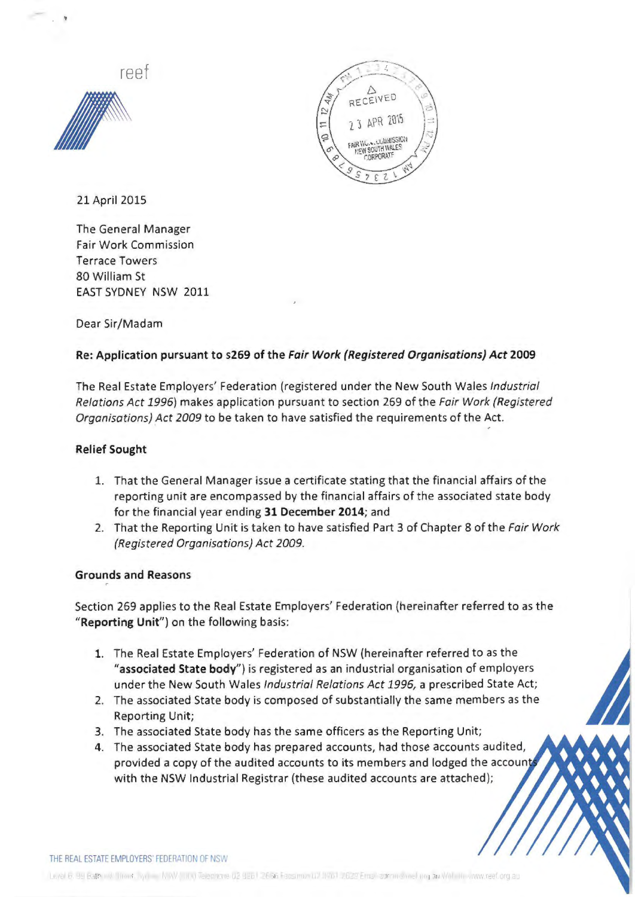reef

RECEIVED
23 APR 2015
FAIR WORK COMMISSION
NEW SOUTH WALES
CORPORATE

21 April 2015

The General Manager
Fair Work Commission
Terrace Towers
80 William St
EAST SYDNEY NSW 2011

Dear Sir/Madam

**Re: Application pursuant to s269 of the *Fair Work (Registered Organisations) Act* 2009**

The Real Estate Employers' Federation (registered under the New South Wales *Industrial Relations Act 1996*) makes application pursuant to section 269 of the *Fair Work (Registered Organisations) Act 2009* to be taken to have satisfied the requirements of the Act.

**Relief Sought**

1. That the General Manager issue a certificate stating that the financial affairs of the reporting unit are encompassed by the financial affairs of the associated state body for the financial year ending **31 December 2014**; and
2. That the Reporting Unit is taken to have satisfied Part 3 of Chapter 8 of the *Fair Work (Registered Organisations) Act 2009.*

**Grounds and Reasons**

Section 269 applies to the Real Estate Employers' Federation (hereinafter referred to as the "**Reporting Unit**") on the following basis:

1. The Real Estate Employers' Federation of NSW (hereinafter referred to as the "**associated State body**") is registered as an industrial organisation of employers under the New South Wales *Industrial Relations Act 1996,* a prescribed State Act;
2. The associated State body is composed of substantially the same members as the Reporting Unit;
3. The associated State body has the same officers as the Reporting Unit;
4. The associated State body has prepared accounts, had those accounts audited, provided a copy of the audited accounts to its members and lodged the accounts with the NSW Industrial Registrar (these audited accounts are attached);

THE REAL ESTATE EMPLOYERS' FEDERATION OF NSW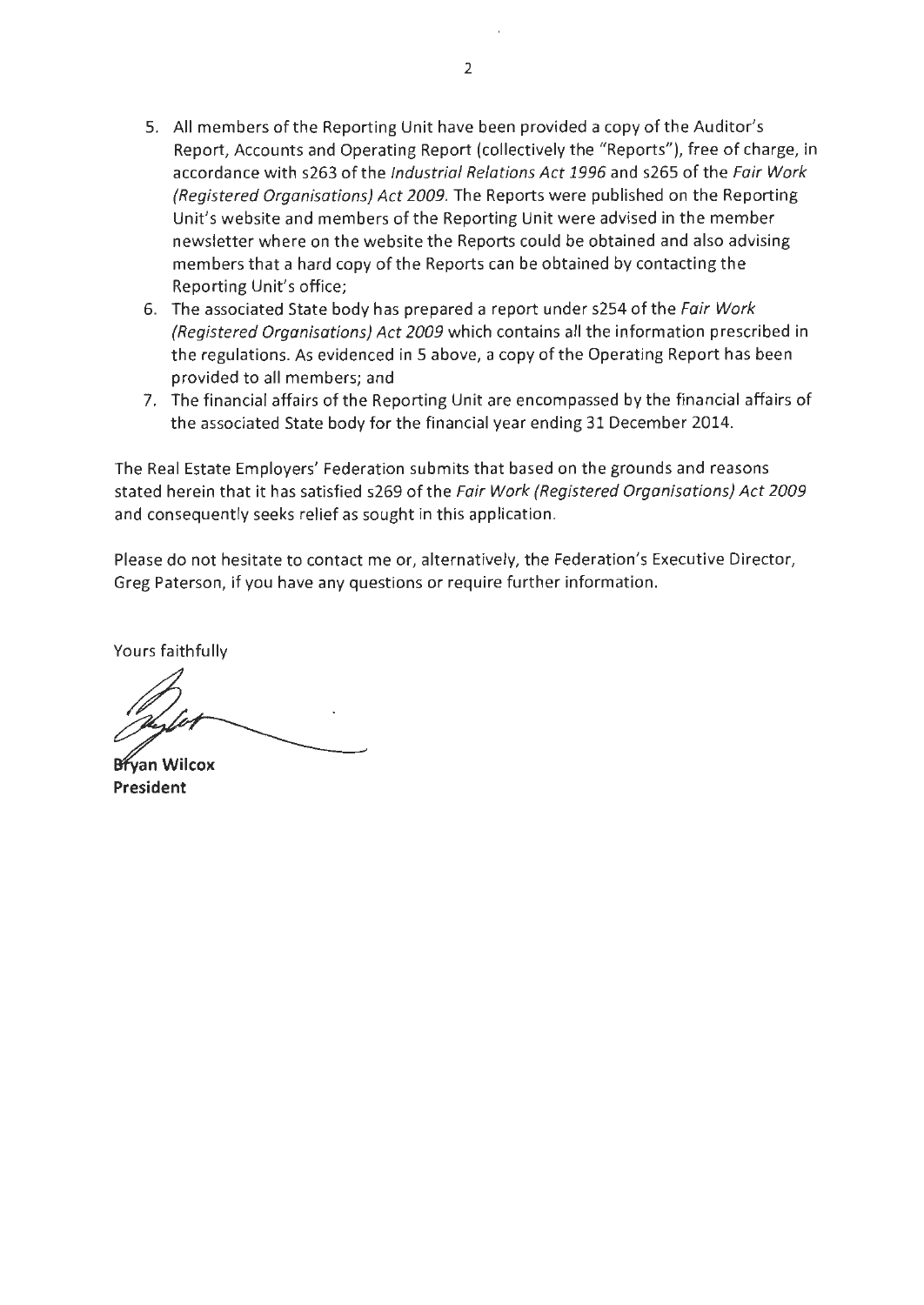5. All members of the Reporting Unit have been provided a copy of the Auditor's Report, Accounts and Operating Report (collectively the "Reports"), free of charge, in accordance with s263 of the *Industrial Relations Act 1996* and s265 of the *Fair Work (Registered Organisations) Act 2009*. The Reports were published on the Reporting Unit's website and members of the Reporting Unit were advised in the member newsletter where on the website the Reports could be obtained and also advising members that a hard copy of the Reports can be obtained by contacting the Reporting Unit's office;
6. The associated State body has prepared a report under s254 of the *Fair Work (Registered Organisations) Act 2009* which contains all the information prescribed in the regulations. As evidenced in 5 above, a copy of the Operating Report has been provided to all members; and
7. The financial affairs of the Reporting Unit are encompassed by the financial affairs of the associated State body for the financial year ending 31 December 2014.

The Real Estate Employers' Federation submits that based on the grounds and reasons stated herein that it has satisfied s269 of the *Fair Work (Registered Organisations) Act 2009* and consequently seeks relief as sought in this application.

Please do not hesitate to contact me or, alternatively, the Federation's Executive Director, Greg Paterson, if you have any questions or require further information.

Yours faithfully

**Bryan Wilcox**
**President**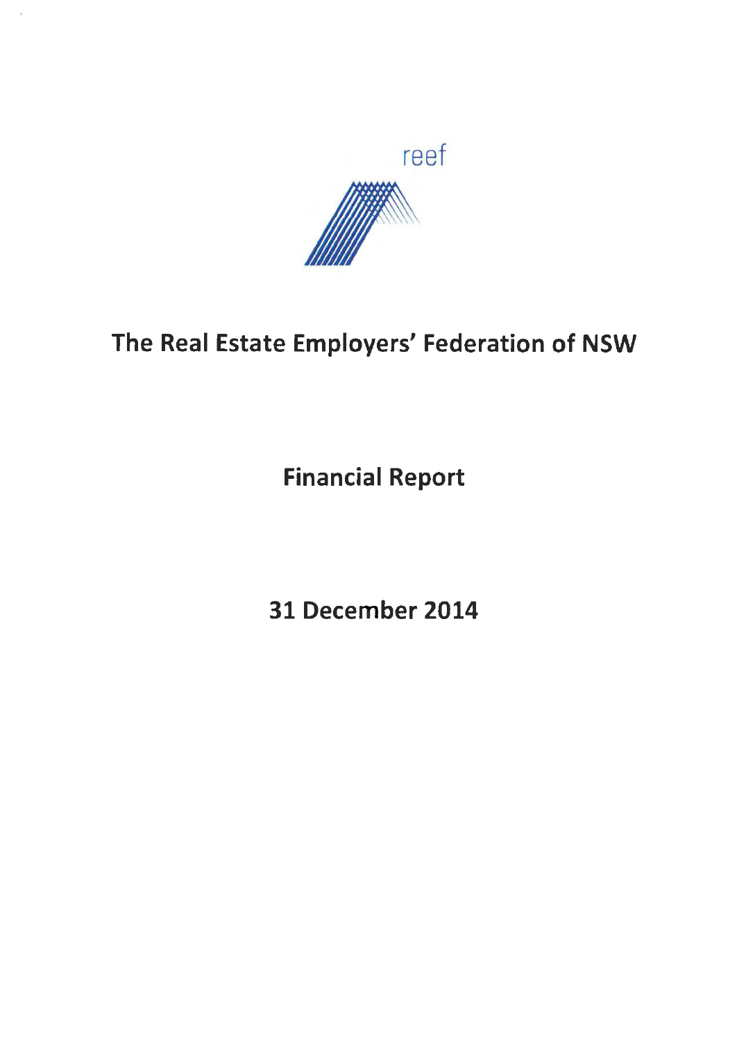reef

# The Real Estate Employers' Federation of NSW

## Financial Report

## 31 December 2014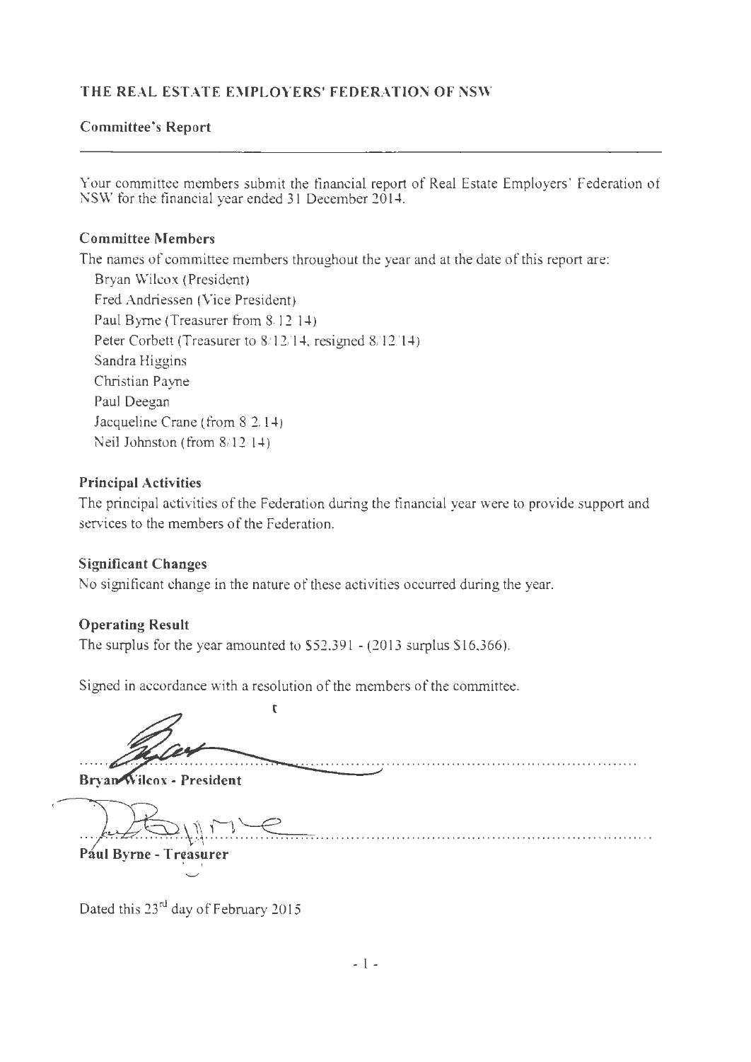## THE REAL ESTATE EMPLOYERS' FEDERATION OF NSW

### Committee's Report

Your committee members submit the financial report of Real Estate Employers' Federation of NSW for the financial year ended 31 December 2014.

### Committee Members

The names of committee members throughout the year and at the date of this report are:

Bryan Wilcox (President)
Fred Andriessen (Vice President)
Paul Byrne (Treasurer from 8/12/14)
Peter Corbett (Treasurer to 8/12/14, resigned 8/12/14)
Sandra Higgins
Christian Payne
Paul Deegan
Jacqueline Crane (from 8/2/14)
Neil Johnston (from 8/12/14)

### Principal Activities

The principal activities of the Federation during the financial year were to provide support and services to the members of the Federation.

### Significant Changes

No significant change in the nature of these activities occurred during the year.

### Operating Result

The surplus for the year amounted to $52,391 - (2013 surplus $16,366).

Signed in accordance with a resolution of the members of the committee.

**Bryan Wilcox - President**

**Paul Byrne - Treasurer**

Dated this 23rd day of February 2015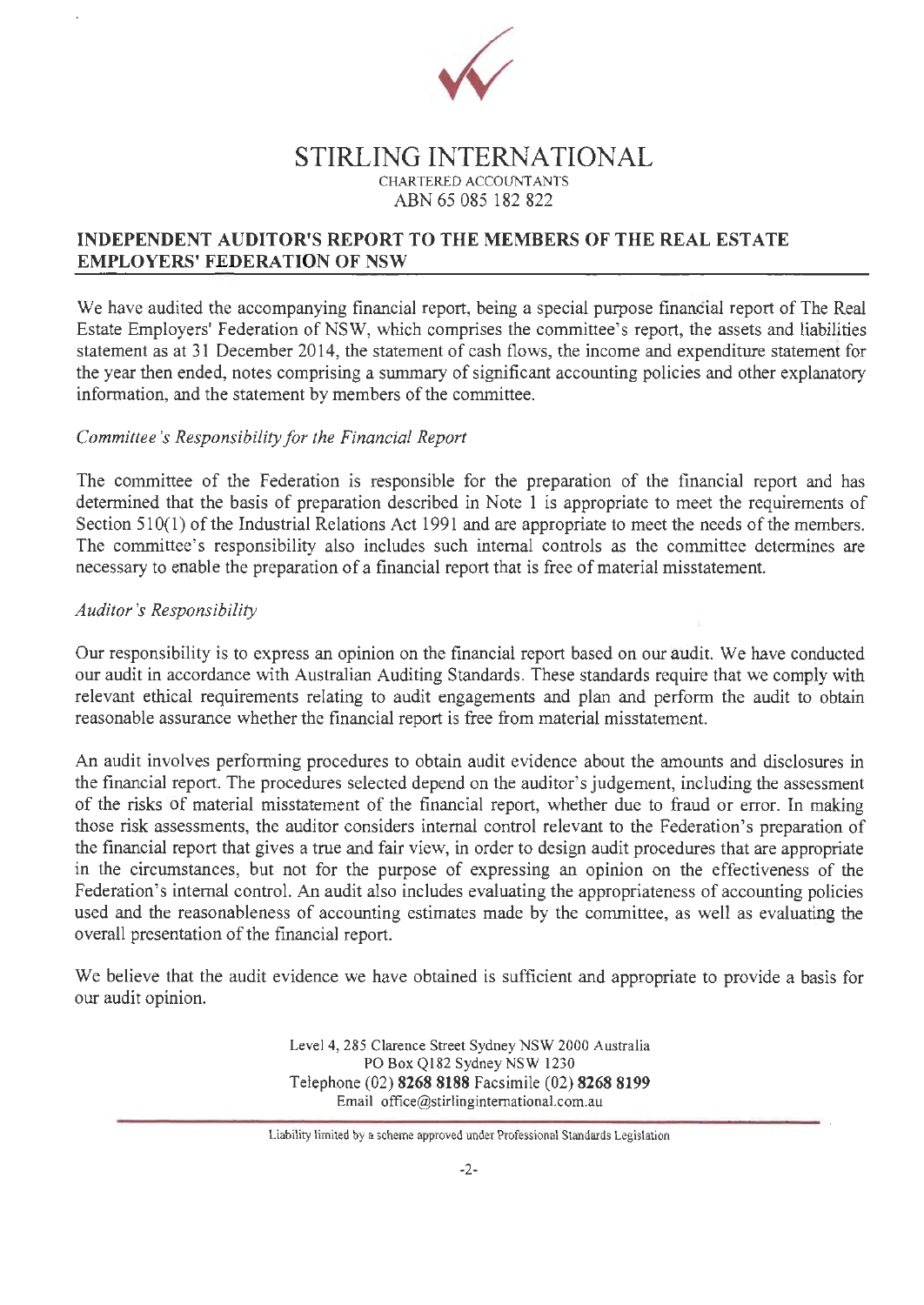# STIRLING INTERNATIONAL

CHARTERED ACCOUNTANTS
ABN 65 085 182 822

## INDEPENDENT AUDITOR'S REPORT TO THE MEMBERS OF THE REAL ESTATE EMPLOYERS' FEDERATION OF NSW

We have audited the accompanying financial report, being a special purpose financial report of The Real Estate Employers' Federation of NSW, which comprises the committee's report, the assets and liabilities statement as at 31 December 2014, the statement of cash flows, the income and expenditure statement for the year then ended, notes comprising a summary of significant accounting policies and other explanatory information, and the statement by members of the committee.

*Committee's Responsibility for the Financial Report*

The committee of the Federation is responsible for the preparation of the financial report and has determined that the basis of preparation described in Note 1 is appropriate to meet the requirements of Section 510(1) of the Industrial Relations Act 1991 and are appropriate to meet the needs of the members. The committee's responsibility also includes such internal controls as the committee determines are necessary to enable the preparation of a financial report that is free of material misstatement.

*Auditor's Responsibility*

Our responsibility is to express an opinion on the financial report based on our audit. We have conducted our audit in accordance with Australian Auditing Standards. These standards require that we comply with relevant ethical requirements relating to audit engagements and plan and perform the audit to obtain reasonable assurance whether the financial report is free from material misstatement.

An audit involves performing procedures to obtain audit evidence about the amounts and disclosures in the financial report. The procedures selected depend on the auditor's judgement, including the assessment of the risks of material misstatement of the financial report, whether due to fraud or error. In making those risk assessments, the auditor considers internal control relevant to the Federation's preparation of the financial report that gives a true and fair view, in order to design audit procedures that are appropriate in the circumstances, but not for the purpose of expressing an opinion on the effectiveness of the Federation's internal control. An audit also includes evaluating the appropriateness of accounting policies used and the reasonableness of accounting estimates made by the committee, as well as evaluating the overall presentation of the financial report.

We believe that the audit evidence we have obtained is sufficient and appropriate to provide a basis for our audit opinion.

Level 4, 285 Clarence Street Sydney NSW 2000 Australia
PO Box Q182 Sydney NSW 1230
Telephone (02) **8268 8188** Facsimile (02) **8268 8199**
Email office@stirlinginternational.com.au

Liability limited by a scheme approved under Professional Standards Legislation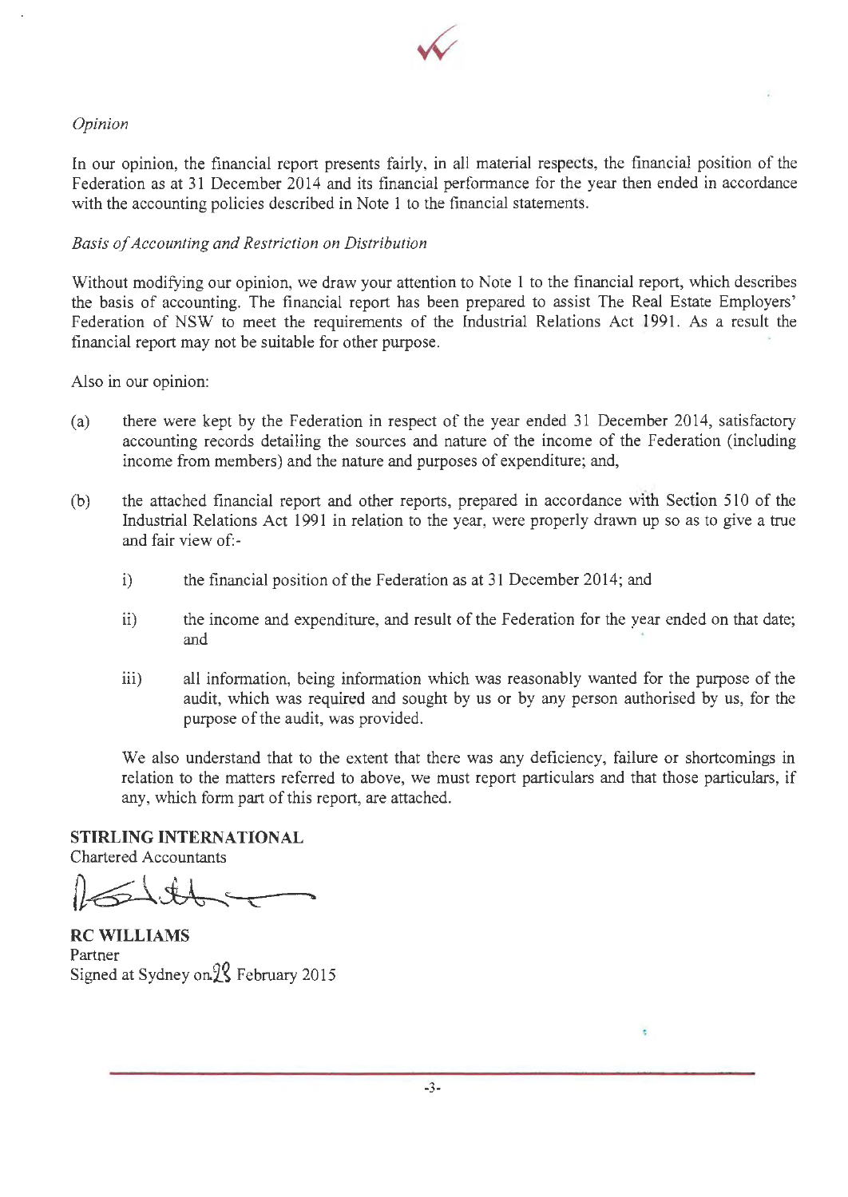*Opinion*

In our opinion, the financial report presents fairly, in all material respects, the financial position of the Federation as at 31 December 2014 and its financial performance for the year then ended in accordance with the accounting policies described in Note 1 to the financial statements.

*Basis of Accounting and Restriction on Distribution*

Without modifying our opinion, we draw your attention to Note 1 to the financial report, which describes the basis of accounting. The financial report has been prepared to assist The Real Estate Employers' Federation of NSW to meet the requirements of the Industrial Relations Act 1991. As a result the financial report may not be suitable for other purpose.

Also in our opinion:

(a) there were kept by the Federation in respect of the year ended 31 December 2014, satisfactory accounting records detailing the sources and nature of the income of the Federation (including income from members) and the nature and purposes of expenditure; and,

(b) the attached financial report and other reports, prepared in accordance with Section 510 of the Industrial Relations Act 1991 in relation to the year, were properly drawn up so as to give a true and fair view of:-

   i) the financial position of the Federation as at 31 December 2014; and

   ii) the income and expenditure, and result of the Federation for the year ended on that date; and

   iii) all information, being information which was reasonably wanted for the purpose of the audit, which was required and sought by us or by any person authorised by us, for the purpose of the audit, was provided.

   We also understand that to the extent that there was any deficiency, failure or shortcomings in relation to the matters referred to above, we must report particulars and that those particulars, if any, which form part of this report, are attached.

**STIRLING INTERNATIONAL**
Chartered Accountants

**RC WILLIAMS**
Partner
Signed at Sydney on 28 February 2015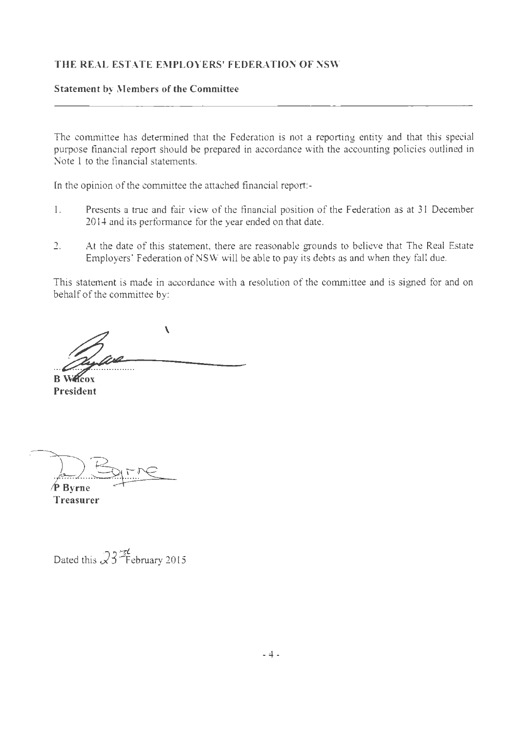## THE REAL ESTATE EMPLOYERS' FEDERATION OF NSW

### Statement by Members of the Committee

The committee has determined that the Federation is not a reporting entity and that this special purpose financial report should be prepared in accordance with the accounting policies outlined in Note 1 to the financial statements.

In the opinion of the committee the attached financial report:-

1. Presents a true and fair view of the financial position of the Federation as at 31 December 2014 and its performance for the year ended on that date.

2. At the date of this statement, there are reasonable grounds to believe that The Real Estate Employers' Federation of NSW will be able to pay its debts as and when they fall due.

This statement is made in accordance with a resolution of the committee and is signed for and on behalf of the committee by:

**B Wilcox**
**President**

**P Byrne**
**Treasurer**

Dated this 23rd February 2015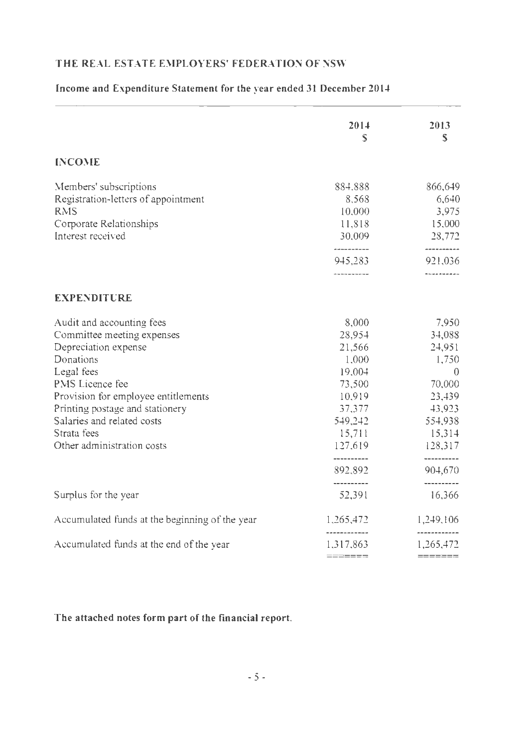# THE REAL ESTATE EMPLOYERS' FEDERATION OF NSW

## Income and Expenditure Statement for the year ended 31 December 2014

| | 2014<br>$ | 2013<br>$ |
|---|---|---|
| **INCOME** | | |
| Members' subscriptions | 884,888 | 866,649 |
| Registration-letters of appointment | 8,568 | 6,640 |
| RMS | 10,000 | 3,975 |
| Corporate Relationships | 11,818 | 15,000 |
| Interest received | 30,009 | 28,772 |
| | 945,283 | 921,036 |
| **EXPENDITURE** | | |
| Audit and accounting fees | 8,000 | 7,950 |
| Committee meeting expenses | 28,954 | 34,088 |
| Depreciation expense | 21,566 | 24,951 |
| Donations | 1,000 | 1,750 |
| Legal fees | 19,004 | 0 |
| PMS Licence fee | 73,500 | 70,000 |
| Provision for employee entitlements | 10,919 | 23,439 |
| Printing postage and stationery | 37,377 | 43,923 |
| Salaries and related costs | 549,242 | 554,938 |
| Strata fees | 15,711 | 15,314 |
| Other administration costs | 127,619 | 128,317 |
| | 892,892 | 904,670 |
| Surplus for the year | 52,391 | 16,366 |
| Accumulated funds at the beginning of the year | 1,265,472 | 1,249,106 |
| Accumulated funds at the end of the year | 1,317,863 | 1,265,472 |

**The attached notes form part of the financial report.**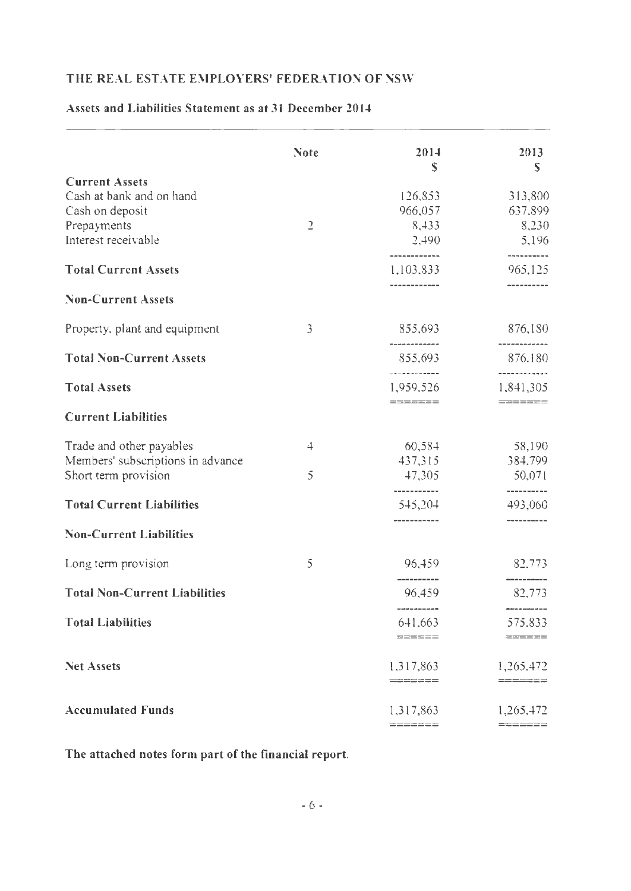**THE REAL ESTATE EMPLOYERS' FEDERATION OF NSW**

**Assets and Liabilities Statement as at 31 December 2014**

| | Note | 2014<br>$ | 2013<br>$ |
|---|---|---|---|
| **Current Assets** | | | |
| Cash at bank and on hand | | 126,853 | 313,800 |
| Cash on deposit | | 966,057 | 637,899 |
| Prepayments | 2 | 8,433 | 8,230 |
| Interest receivable | | 2,490 | 5,196 |
| **Total Current Assets** | | 1,103,833 | 965,125 |
| **Non-Current Assets** | | | |
| Property, plant and equipment | 3 | 855,693 | 876,180 |
| **Total Non-Current Assets** | | 855,693 | 876,180 |
| **Total Assets** | | 1,959,526 | 1,841,305 |
| **Current Liabilities** | | | |
| Trade and other payables | 4 | 60,584 | 58,190 |
| Members' subscriptions in advance | | 437,315 | 384,799 |
| Short term provision | 5 | 47,305 | 50,071 |
| **Total Current Liabilities** | | 545,204 | 493,060 |
| **Non-Current Liabilities** | | | |
| Long term provision | 5 | 96,459 | 82,773 |
| **Total Non-Current Liabilities** | | 96,459 | 82,773 |
| **Total Liabilities** | | 641,663 | 575,833 |
| **Net Assets** | | 1,317,863 | 1,265,472 |
| **Accumulated Funds** | | 1,317,863 | 1,265,472 |

**The attached notes form part of the financial report.**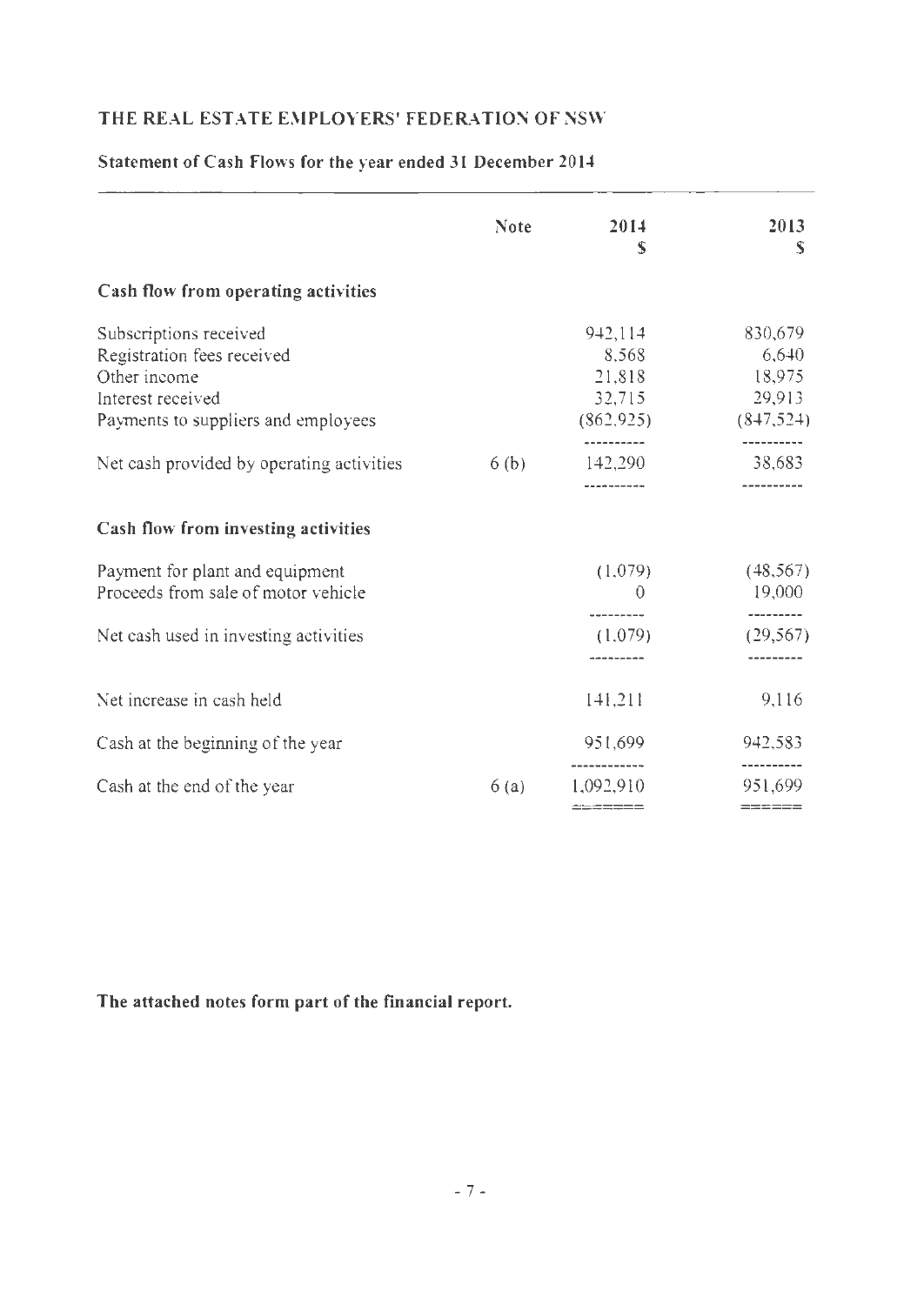# THE REAL ESTATE EMPLOYERS' FEDERATION OF NSW

## Statement of Cash Flows for the year ended 31 December 2014

| | Note | 2014<br>$ | 2013<br>$ |
|---|---|---|---|
| **Cash flow from operating activities** | | | |
| Subscriptions received | | 942,114 | 830,679 |
| Registration fees received | | 8,568 | 6,640 |
| Other income | | 21,818 | 18,975 |
| Interest received | | 32,715 | 29,913 |
| Payments to suppliers and employees | | (862,925) | (847,524) |
| Net cash provided by operating activities | 6 (b) | 142,290 | 38,683 |
| **Cash flow from investing activities** | | | |
| Payment for plant and equipment | | (1,079) | (48,567) |
| Proceeds from sale of motor vehicle | | 0 | 19,000 |
| Net cash used in investing activities | | (1,079) | (29,567) |
| Net increase in cash held | | 141,211 | 9,116 |
| Cash at the beginning of the year | | 951,699 | 942,583 |
| Cash at the end of the year | 6 (a) | 1,092,910 | 951,699 |

**The attached notes form part of the financial report.**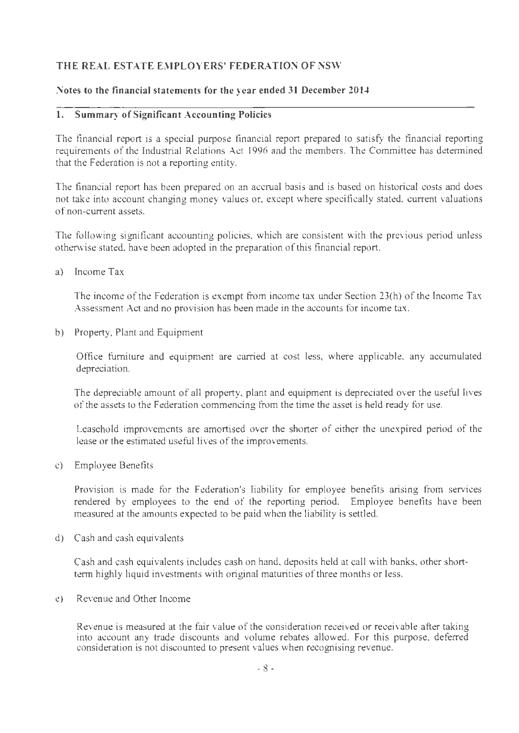# THE REAL ESTATE EMPLOYERS' FEDERATION OF NSW

## Notes to the financial statements for the year ended 31 December 2014

### 1. Summary of Significant Accounting Policies

The financial report is a special purpose financial report prepared to satisfy the financial reporting requirements of the Industrial Relations Act 1996 and the members. The Committee has determined that the Federation is not a reporting entity.

The financial report has been prepared on an accrual basis and is based on historical costs and does not take into account changing money values or, except where specifically stated, current valuations of non-current assets.

The following significant accounting policies, which are consistent with the previous period unless otherwise stated, have been adopted in the preparation of this financial report.

a) Income Tax

The income of the Federation is exempt from income tax under Section 23(h) of the Income Tax Assessment Act and no provision has been made in the accounts for income tax.

b) Property, Plant and Equipment

Office furniture and equipment are carried at cost less, where applicable, any accumulated depreciation.

The depreciable amount of all property, plant and equipment is depreciated over the useful lives of the assets to the Federation commencing from the time the asset is held ready for use.

Leasehold improvements are amortised over the shorter of either the unexpired period of the lease or the estimated useful lives of the improvements.

c) Employee Benefits

Provision is made for the Federation's liability for employee benefits arising from services rendered by employees to the end of the reporting period. Employee benefits have been measured at the amounts expected to be paid when the liability is settled.

d) Cash and cash equivalents

Cash and cash equivalents includes cash on hand, deposits held at call with banks, other short-term highly liquid investments with original maturities of three months or less.

e) Revenue and Other Income

Revenue is measured at the fair value of the consideration received or receivable after taking into account any trade discounts and volume rebates allowed. For this purpose, deferred consideration is not discounted to present values when recognising revenue.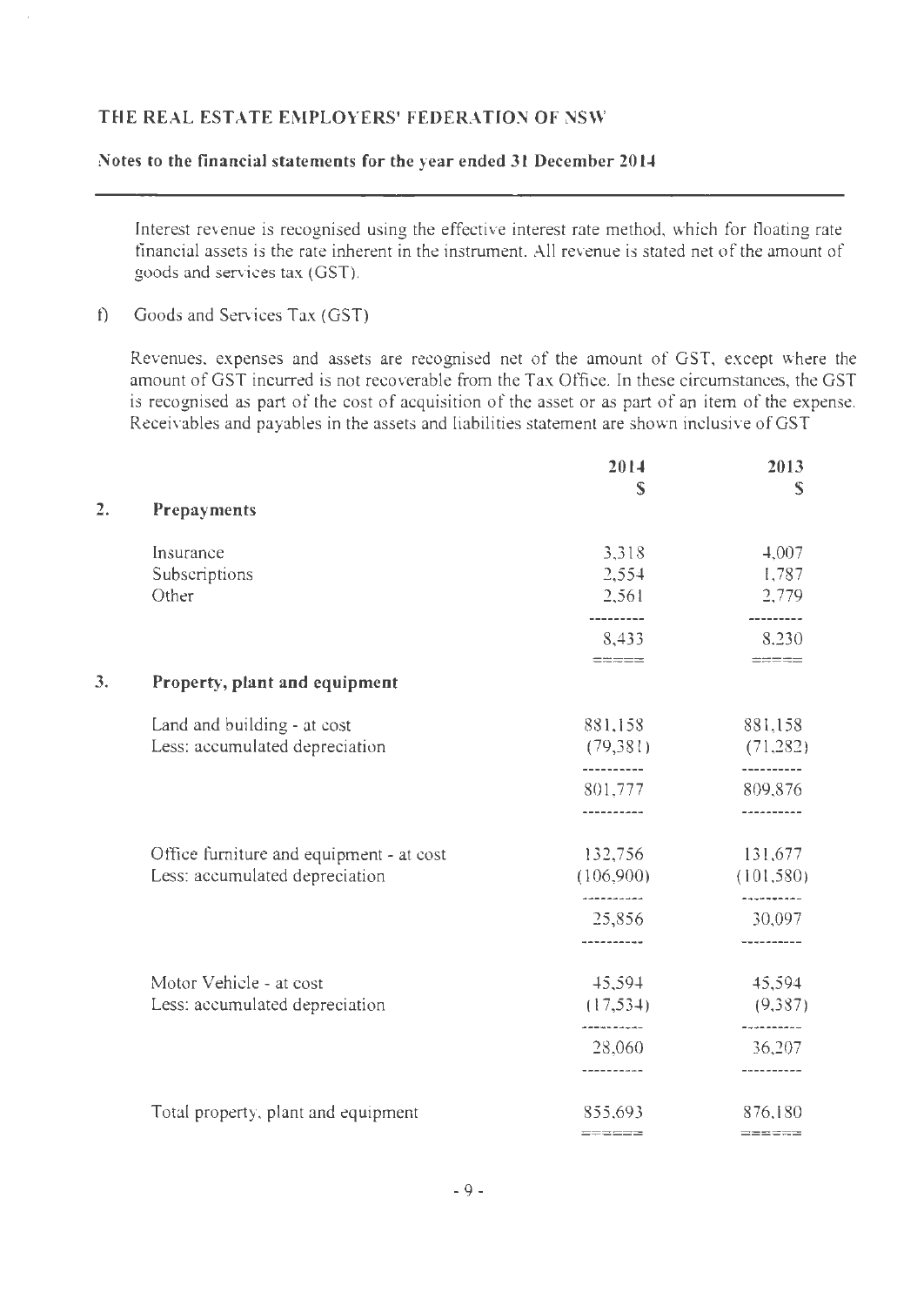**THE REAL ESTATE EMPLOYERS' FEDERATION OF NSW**

**Notes to the financial statements for the year ended 31 December 2014**

Interest revenue is recognised using the effective interest rate method, which for floating rate financial assets is the rate inherent in the instrument. All revenue is stated net of the amount of goods and services tax (GST).

f) Goods and Services Tax (GST)

Revenues, expenses and assets are recognised net of the amount of GST, except where the amount of GST incurred is not recoverable from the Tax Office. In these circumstances, the GST is recognised as part of the cost of acquisition of the asset or as part of an item of the expense. Receivables and payables in the assets and liabilities statement are shown inclusive of GST

| | | 2014 $ | 2013 $ |
|---|---|---|---|
| **2.** | **Prepayments** | | |
| | Insurance | 3,318 | 4,007 |
| | Subscriptions | 2,554 | 1,787 |
| | Other | 2,561 | 2,779 |
| | | 8,433 | 8,230 |
| **3.** | **Property, plant and equipment** | | |
| | Land and building - at cost | 881,158 | 881,158 |
| | Less: accumulated depreciation | (79,381) | (71,282) |
| | | 801,777 | 809,876 |
| | Office furniture and equipment - at cost | 132,756 | 131,677 |
| | Less: accumulated depreciation | (106,900) | (101,580) |
| | | 25,856 | 30,097 |
| | Motor Vehicle - at cost | 45,594 | 45,594 |
| | Less: accumulated depreciation | (17,534) | (9,387) |
| | | 28,060 | 36,207 |
| | Total property, plant and equipment | 855,693 | 876,180 |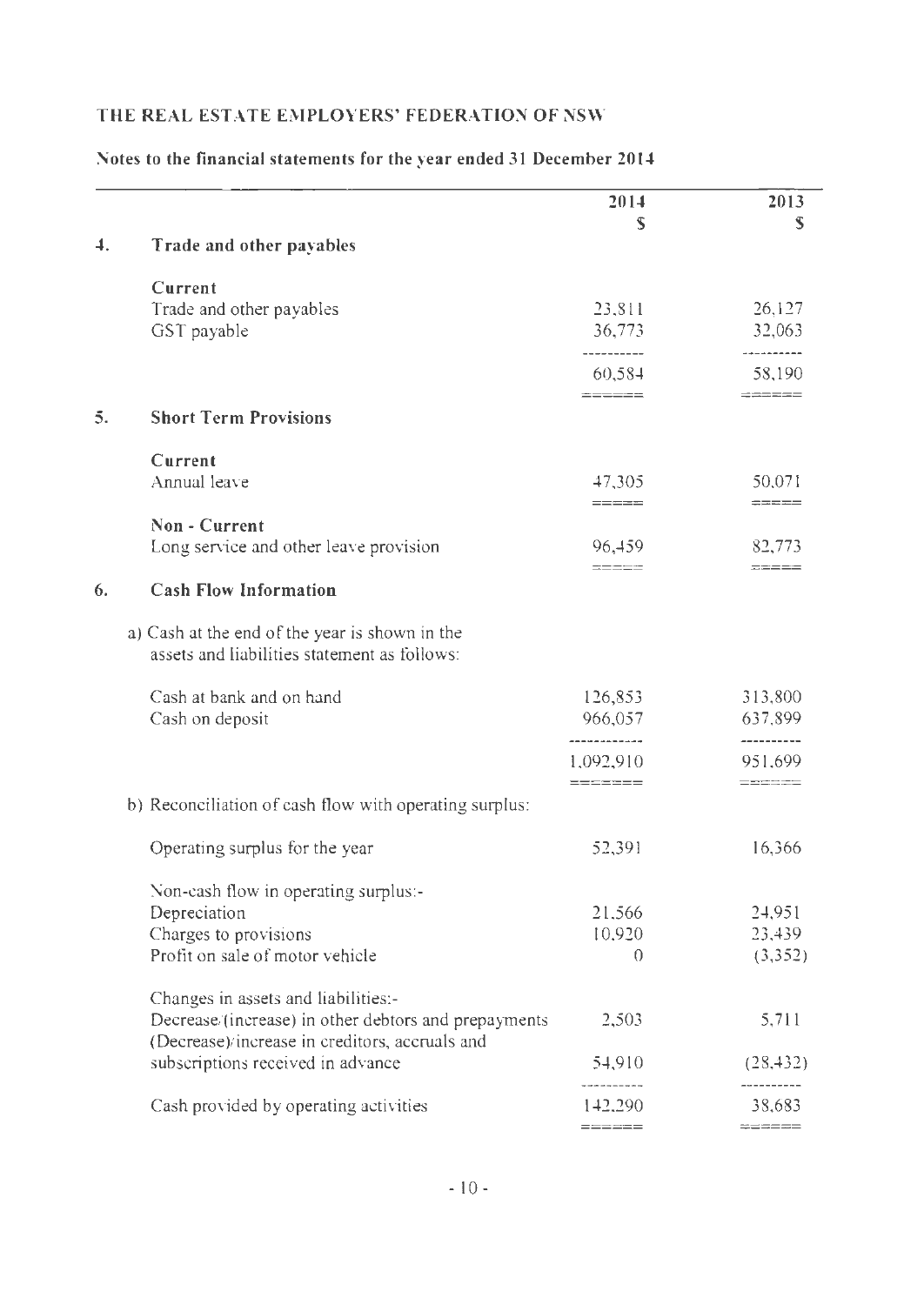# THE REAL ESTATE EMPLOYERS' FEDERATION OF NSW

## Notes to the financial statements for the year ended 31 December 2014

| | | 2014 | 2013 |
|---|---|---|---|
| | | $ | $ |
| **4.** | **Trade and other payables** | | |
| | **Current** | | |
| | Trade and other payables | 23,811 | 26,127 |
| | GST payable | 36,773 | 32,063 |
| | | 60,584 | 58,190 |
| **5.** | **Short Term Provisions** | | |
| | **Current** | | |
| | Annual leave | 47,305 | 50,071 |
| | **Non - Current** | | |
| | Long service and other leave provision | 96,459 | 82,773 |
| **6.** | **Cash Flow Information** | | |
| | a) Cash at the end of the year is shown in the assets and liabilities statement as follows: | | |
| | Cash at bank and on hand | 126,853 | 313,800 |
| | Cash on deposit | 966,057 | 637,899 |
| | | 1,092,910 | 951,699 |
| | b) Reconciliation of cash flow with operating surplus: | | |
| | Operating surplus for the year | 52,391 | 16,366 |
| | Non-cash flow in operating surplus:- | | |
| | Depreciation | 21,566 | 24,951 |
| | Charges to provisions | 10,920 | 23,439 |
| | Profit on sale of motor vehicle | 0 | (3,352) |
| | Changes in assets and liabilities:- | | |
| | Decrease/(increase) in other debtors and prepayments | 2,503 | 5,711 |
| | (Decrease)/increase in creditors, accruals and subscriptions received in advance | 54,910 | (28,432) |
| | Cash provided by operating activities | 142,290 | 38,683 |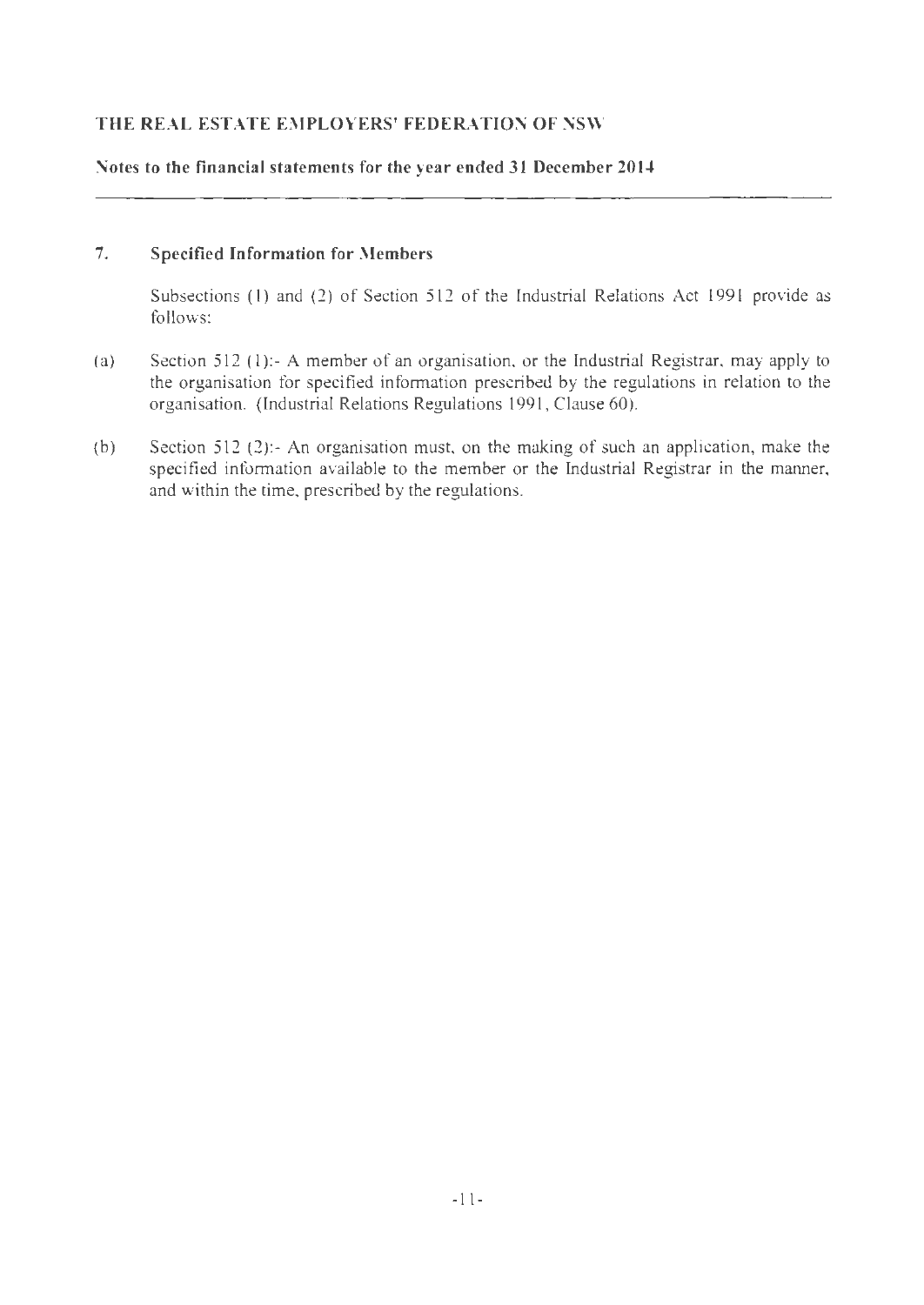**THE REAL ESTATE EMPLOYERS' FEDERATION OF NSW**

**Notes to the financial statements for the year ended 31 December 2014**

## 7. Specified Information for Members

Subsections (1) and (2) of Section 512 of the Industrial Relations Act 1991 provide as follows:

(a) Section 512 (1):- A member of an organisation, or the Industrial Registrar, may apply to the organisation for specified information prescribed by the regulations in relation to the organisation. (Industrial Relations Regulations 1991, Clause 60).

(b) Section 512 (2):- An organisation must, on the making of such an application, make the specified information available to the member or the Industrial Registrar in the manner, and within the time, prescribed by the regulations.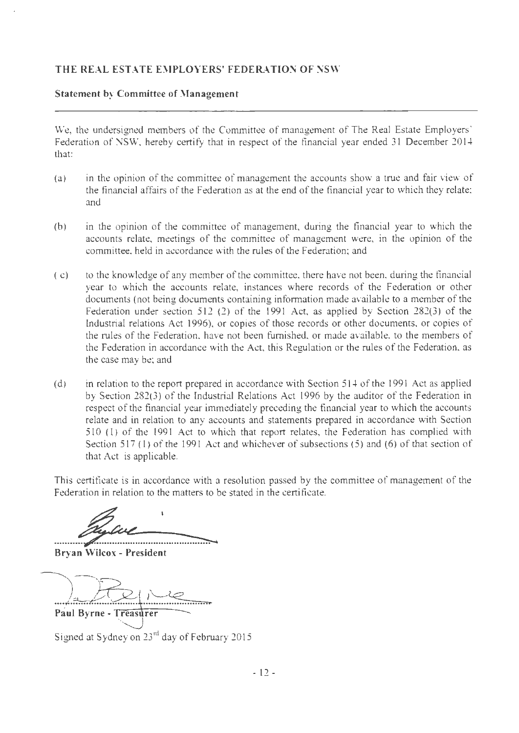# THE REAL ESTATE EMPLOYERS' FEDERATION OF NSW

## Statement by Committee of Management

We, the undersigned members of the Committee of management of The Real Estate Employers' Federation of NSW, hereby certify that in respect of the financial year ended 31 December 2014 that:

(a) in the opinion of the committee of management the accounts show a true and fair view of the financial affairs of the Federation as at the end of the financial year to which they relate; and

(b) in the opinion of the committee of management, during the financial year to which the accounts relate, meetings of the committee of management were, in the opinion of the committee, held in accordance with the rules of the Federation; and

(c) to the knowledge of any member of the committee, there have not been, during the financial year to which the accounts relate, instances where records of the Federation or other documents (not being documents containing information made available to a member of the Federation under section 512 (2) of the 1991 Act, as applied by Section 282(3) of the Industrial relations Act 1996), or copies of those records or other documents, or copies of the rules of the Federation, have not been furnished, or made available, to the members of the Federation in accordance with the Act, this Regulation or the rules of the Federation, as the case may be; and

(d) in relation to the report prepared in accordance with Section 514 of the 1991 Act as applied by Section 282(3) of the Industrial Relations Act 1996 by the auditor of the Federation in respect of the financial year immediately preceding the financial year to which the accounts relate and in relation to any accounts and statements prepared in accordance with Section 510 (1) of the 1991 Act to which that report relates, the Federation has complied with Section 517 (1) of the 1991 Act and whichever of subsections (5) and (6) of that section of that Act is applicable.

This certificate is in accordance with a resolution passed by the committee of management of the Federation in relation to the matters to be stated in the certificate.

.................................................................

**Bryan Wilcox - President**

.................................................................

**Paul Byrne - Treasurer**

Signed at Sydney on 23rd day of February 2015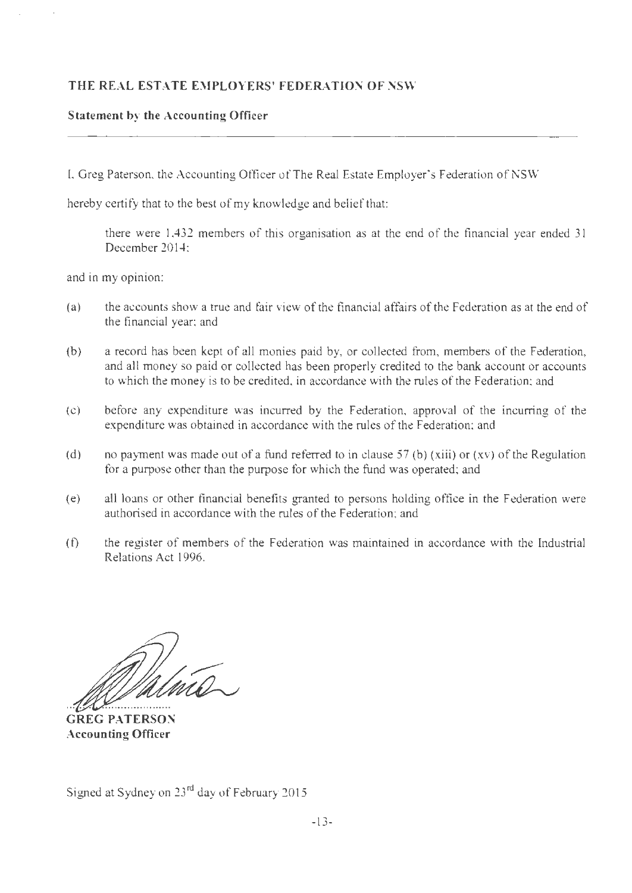## THE REAL ESTATE EMPLOYERS' FEDERATION OF NSW

### Statement by the Accounting Officer

I, Greg Paterson, the Accounting Officer of The Real Estate Employer's Federation of NSW

hereby certify that to the best of my knowledge and belief that:

> there were 1,432 members of this organisation as at the end of the financial year ended 31 December 2014;

and in my opinion:

(a) the accounts show a true and fair view of the financial affairs of the Federation as at the end of the financial year; and

(b) a record has been kept of all monies paid by, or collected from, members of the Federation, and all money so paid or collected has been properly credited to the bank account or accounts to which the money is to be credited, in accordance with the rules of the Federation; and

(c) before any expenditure was incurred by the Federation, approval of the incurring of the expenditure was obtained in accordance with the rules of the Federation; and

(d) no payment was made out of a fund referred to in clause 57 (b) (xiii) or (xv) of the Regulation for a purpose other than the purpose for which the fund was operated; and

(e) all loans or other financial benefits granted to persons holding office in the Federation were authorised in accordance with the rules of the Federation; and

(f) the register of members of the Federation was maintained in accordance with the Industrial Relations Act 1996.

**GREG PATERSON**
**Accounting Officer**

Signed at Sydney on 23rd day of February 2015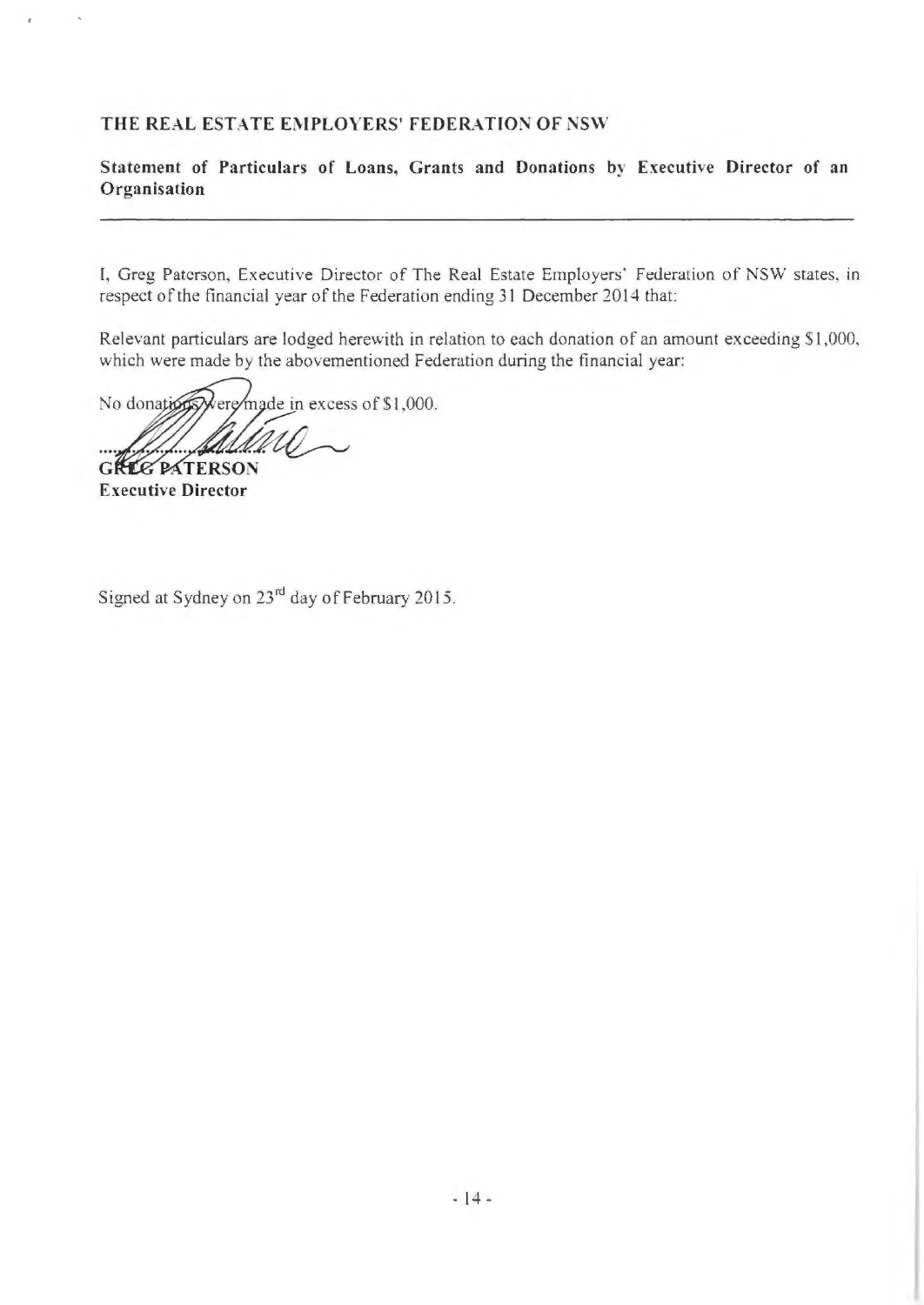**THE REAL ESTATE EMPLOYERS' FEDERATION OF NSW**

**Statement of Particulars of Loans, Grants and Donations by Executive Director of an Organisation**

---

I, Greg Paterson, Executive Director of The Real Estate Employers' Federation of NSW states, in respect of the financial year of the Federation ending 31 December 2014 that:

Relevant particulars are lodged herewith in relation to each donation of an amount exceeding $1,000, which were made by the abovementioned Federation during the financial year:

No donations were made in excess of $1,000.

.......................................

**GREG PATERSON**
**Executive Director**

Signed at Sydney on 23rd day of February 2015.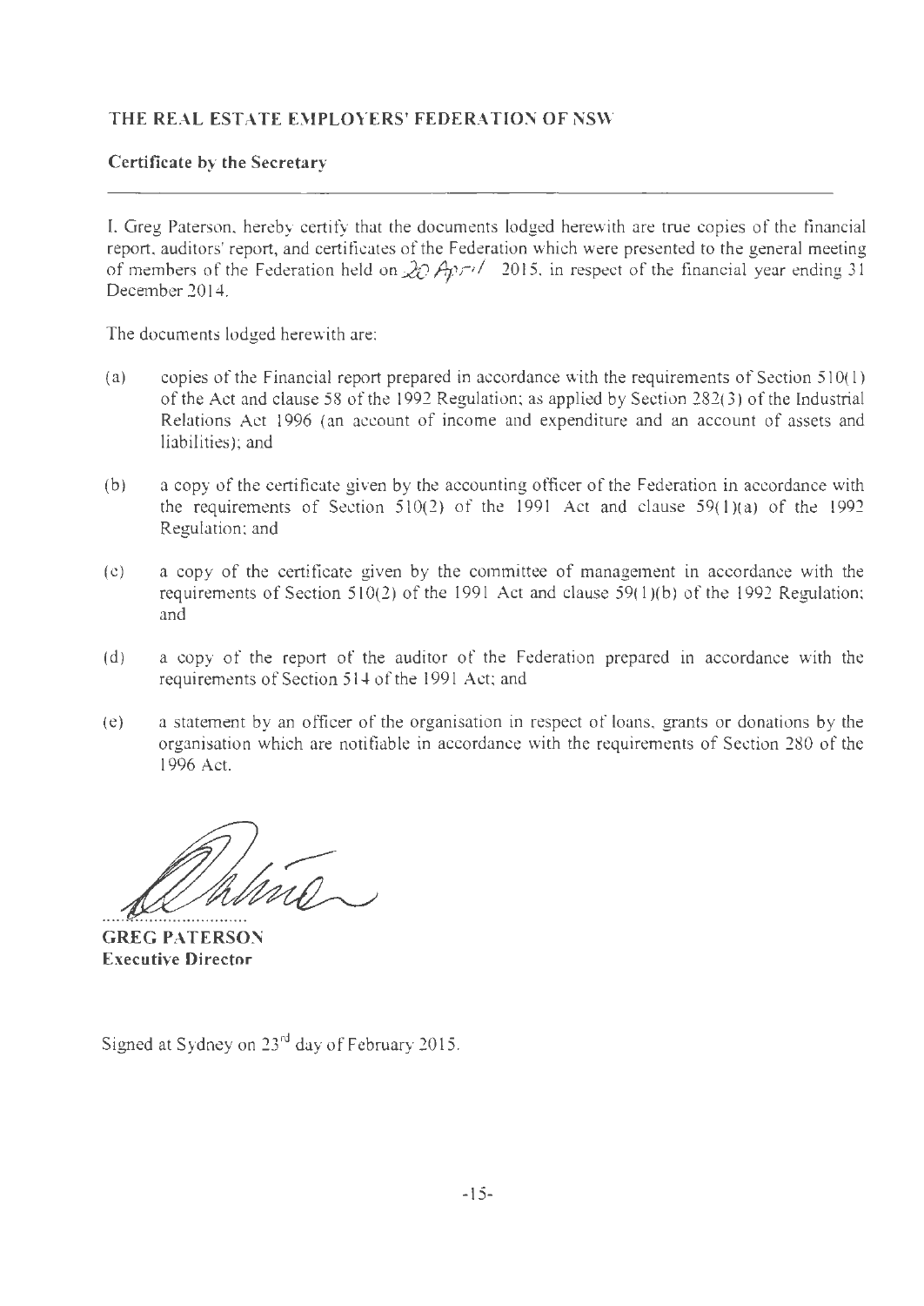## THE REAL ESTATE EMPLOYERS' FEDERATION OF NSW

**Certificate by the Secretary**

---

I, Greg Paterson, hereby certify that the documents lodged herewith are true copies of the financial report, auditors' report, and certificates of the Federation which were presented to the general meeting of members of the Federation held on 20 April 2015, in respect of the financial year ending 31 December 2014.

The documents lodged herewith are:

(a) copies of the Financial report prepared in accordance with the requirements of Section 510(1) of the Act and clause 58 of the 1992 Regulation; as applied by Section 282(3) of the Industrial Relations Act 1996 (an account of income and expenditure and an account of assets and liabilities); and

(b) a copy of the certificate given by the accounting officer of the Federation in accordance with the requirements of Section 510(2) of the 1991 Act and clause 59(1)(a) of the 1992 Regulation; and

(c) a copy of the certificate given by the committee of management in accordance with the requirements of Section 510(2) of the 1991 Act and clause 59(1)(b) of the 1992 Regulation; and

(d) a copy of the report of the auditor of the Federation prepared in accordance with the requirements of Section 514 of the 1991 Act; and

(e) a statement by an officer of the organisation in respect of loans, grants or donations by the organisation which are notifiable in accordance with the requirements of Section 280 of the 1996 Act.

..............................

**GREG PATERSON**
**Executive Director**

Signed at Sydney on 23rd day of February 2015.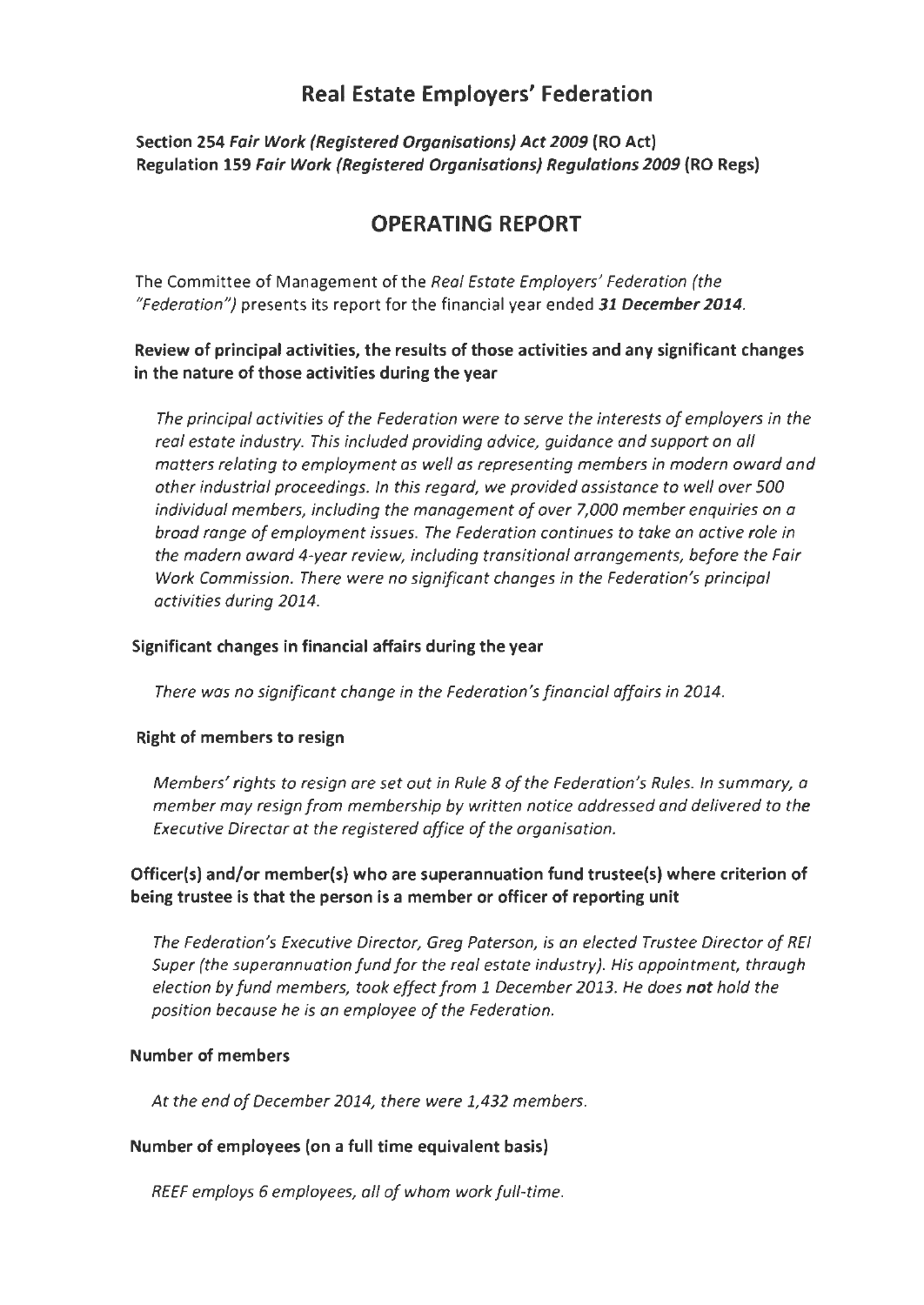# Real Estate Employers' Federation

**Section 254 *Fair Work (Registered Organisations) Act 2009* (RO Act)**
**Regulation 159 *Fair Work (Registered Organisations) Regulations 2009* (RO Regs)**

## OPERATING REPORT

The Committee of Management of the *Real Estate Employers' Federation (the "Federation")* presents its report for the financial year ended ***31 December 2014***.

### Review of principal activities, the results of those activities and any significant changes in the nature of those activities during the year

*The principal activities of the Federation were to serve the interests of employers in the real estate industry. This included providing advice, guidance and support on all matters relating to employment as well as representing members in modern award and other industrial proceedings. In this regard, we provided assistance to well over 500 individual members, including the management of over 7,000 member enquiries on a broad range of employment issues. The Federation continues to take an active role in the modern award 4-year review, including transitional arrangements, before the Fair Work Commission. There were no significant changes in the Federation's principal activities during 2014.*

### Significant changes in financial affairs during the year

*There was no significant change in the Federation's financial affairs in 2014.*

### Right of members to resign

*Members' rights to resign are set out in Rule 8 of the Federation's Rules. In summary, a member may resign from membership by written notice addressed and delivered to the Executive Director at the registered office of the organisation.*

### Officer(s) and/or member(s) who are superannuation fund trustee(s) where criterion of being trustee is that the person is a member or officer of reporting unit

*The Federation's Executive Director, Greg Paterson, is an elected Trustee Director of REI Super (the superannuation fund for the real estate industry). His appointment, through election by fund members, took effect from 1 December 2013. He does* ***not*** *hold the position because he is an employee of the Federation.*

### Number of members

*At the end of December 2014, there were 1,432 members.*

### Number of employees (on a full time equivalent basis)

*REEF employs 6 employees, all of whom work full-time.*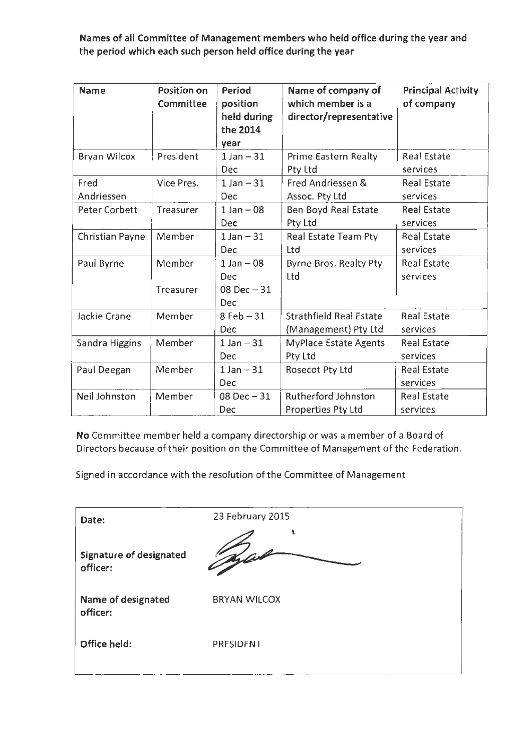**Names of all Committee of Management members who held office during the year and the period which each such person held office during the year**

| Name | Position on Committee | Period position held during the 2014 year | Name of company of which member is a director/representative | Principal Activity of company |
|---|---|---|---|---|
| Bryan Wilcox | President | 1 Jan – 31 Dec | Prime Eastern Realty Pty Ltd | Real Estate services |
| Fred Andriessen | Vice Pres. | 1 Jan – 31 Dec | Fred Andriessen & Assoc. Pty Ltd | Real Estate services |
| Peter Corbett | Treasurer | 1 Jan – 08 Dec | Ben Boyd Real Estate Pty Ltd | Real Estate services |
| Christian Payne | Member | 1 Jan – 31 Dec | Real Estate Team Pty Ltd | Real Estate services |
| Paul Byrne | Member<br>Treasurer | 1 Jan – 08 Dec<br>08 Dec – 31 Dec | Byrne Bros. Realty Pty Ltd | Real Estate services |
| Jackie Crane | Member | 8 Feb – 31 Dec | Strathfield Real Estate (Management) Pty Ltd | Real Estate services |
| Sandra Higgins | Member | 1 Jan – 31 Dec | MyPlace Estate Agents Pty Ltd | Real Estate services |
| Paul Deegan | Member | 1 Jan – 31 Dec | Rosecot Pty Ltd | Real Estate services |
| Neil Johnston | Member | 08 Dec – 31 Dec | Rutherford Johnston Properties Pty Ltd | Real Estate services |

**No** Committee member held a company directorship or was a member of a Board of Directors because of their position on the Committee of Management of the Federation.

Signed in accordance with the resolution of the Committee of Management

| | |
|---|---|
| **Date:** | 23 February 2015 |
| **Signature of designated officer:** | |
| **Name of designated officer:** | BRYAN WILCOX |
| **Office held:** | PRESIDENT |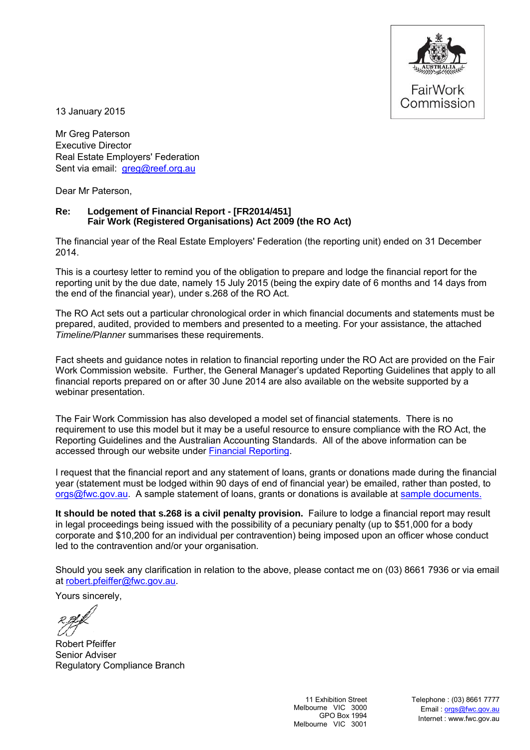FairWork Commission

13 January 2015

Mr Greg Paterson
Executive Director
Real Estate Employers' Federation
Sent via email: greg@reef.org.au

Dear Mr Paterson,

**Re: Lodgement of Financial Report - [FR2014/451]**
**Fair Work (Registered Organisations) Act 2009 (the RO Act)**

The financial year of the Real Estate Employers' Federation (the reporting unit) ended on 31 December 2014.

This is a courtesy letter to remind you of the obligation to prepare and lodge the financial report for the reporting unit by the due date, namely 15 July 2015 (being the expiry date of 6 months and 14 days from the end of the financial year), under s.268 of the RO Act.

The RO Act sets out a particular chronological order in which financial documents and statements must be prepared, audited, provided to members and presented to a meeting. For your assistance, the attached *Timeline/Planner* summarises these requirements.

Fact sheets and guidance notes in relation to financial reporting under the RO Act are provided on the Fair Work Commission website. Further, the General Manager's updated Reporting Guidelines that apply to all financial reports prepared on or after 30 June 2014 are also available on the website supported by a webinar presentation.

The Fair Work Commission has also developed a model set of financial statements. There is no requirement to use this model but it may be a useful resource to ensure compliance with the RO Act, the Reporting Guidelines and the Australian Accounting Standards. All of the above information can be accessed through our website under Financial Reporting.

I request that the financial report and any statement of loans, grants or donations made during the financial year (statement must be lodged within 90 days of end of financial year) be emailed, rather than posted, to orgs@fwc.gov.au. A sample statement of loans, grants or donations is available at sample documents.

**It should be noted that s.268 is a civil penalty provision.** Failure to lodge a financial report may result in legal proceedings being issued with the possibility of a pecuniary penalty (up to $51,000 for a body corporate and $10,200 for an individual per contravention) being imposed upon an officer whose conduct led to the contravention and/or your organisation.

Should you seek any clarification in relation to the above, please contact me on (03) 8661 7936 or via email at robert.pfeiffer@fwc.gov.au.

Yours sincerely,

Robert Pfeiffer
Senior Adviser
Regulatory Compliance Branch

11 Exhibition Street
Melbourne VIC 3000
GPO Box 1994
Melbourne VIC 3001

Telephone : (03) 8661 7777
Email : orgs@fwc.gov.au
Internet : www.fwc.gov.au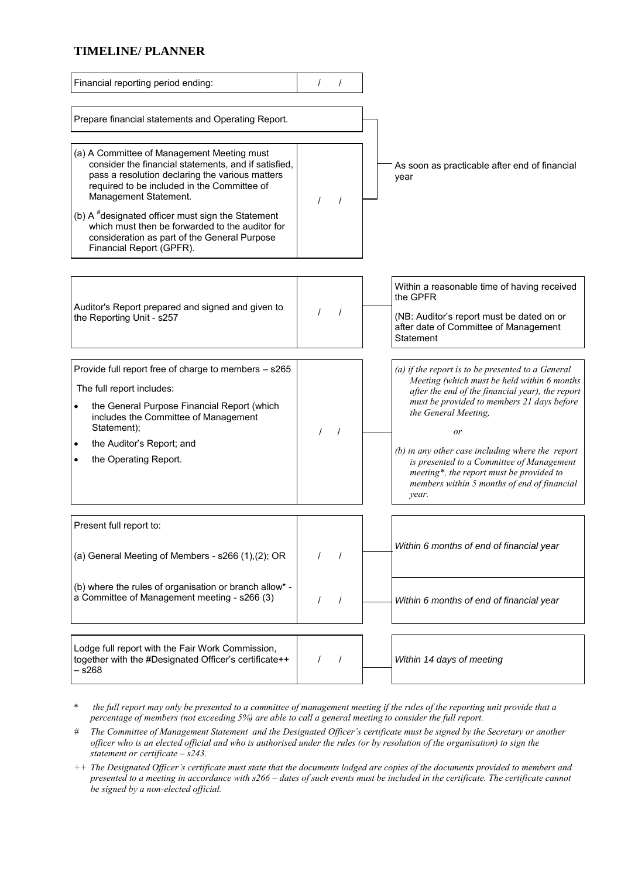## TIMELINE/ PLANNER

| | | |
|---|---|---|
| Financial reporting period ending: | / / | |
| Prepare financial statements and Operating Report. | | As soon as practicable after end of financial year |
| (a) A Committee of Management Meeting must consider the financial statements, and if satisfied, pass a resolution declaring the various matters required to be included in the Committee of Management Statement.<br>(b) A #designated officer must sign the Statement which must then be forwarded to the auditor for consideration as part of the General Purpose Financial Report (GPFR). | / / | As soon as practicable after end of financial year |
| Auditor's Report prepared and signed and given to the Reporting Unit - s257 | / / | Within a reasonable time of having received the GPFR<br>(NB: Auditor's report must be dated on or after date of Committee of Management Statement |
| Provide full report free of charge to members – s265<br>The full report includes:<br>• the General Purpose Financial Report (which includes the Committee of Management Statement);<br>• the Auditor's Report; and<br>• the Operating Report. | / / | *(a) if the report is to be presented to a General Meeting (which must be held within 6 months after the end of the financial year), the report must be provided to members 21 days before the General Meeting,*<br>*or*<br>*(b) in any other case including where the report is presented to a Committee of Management meeting*, the report must be provided to members within 5 months of end of financial year.* |
| Present full report to:<br>(a) General Meeting of Members - s266 (1),(2); OR | / / | *Within 6 months of end of financial year* |
| (b) where the rules of organisation or branch allow* - a Committee of Management meeting - s266 (3) | / / | *Within 6 months of end of financial year* |
| Lodge full report with the Fair Work Commission, together with the #Designated Officer's certificate++ – s268 | / / | *Within 14 days of meeting* |

\* *the full report may only be presented to a committee of management meeting if the rules of the reporting unit provide that a percentage of members (not exceeding 5%) are able to call a general meeting to consider the full report.*

\# *The Committee of Management Statement and the Designated Officer's certificate must be signed by the Secretary or another officer who is an elected official and who is authorised under the rules (or by resolution of the organisation) to sign the statement or certificate – s243.*

++ *The Designated Officer's certificate must state that the documents lodged are copies of the documents provided to members and presented to a meeting in accordance with s266 – dates of such events must be included in the certificate. The certificate cannot be signed by a non-elected official.*